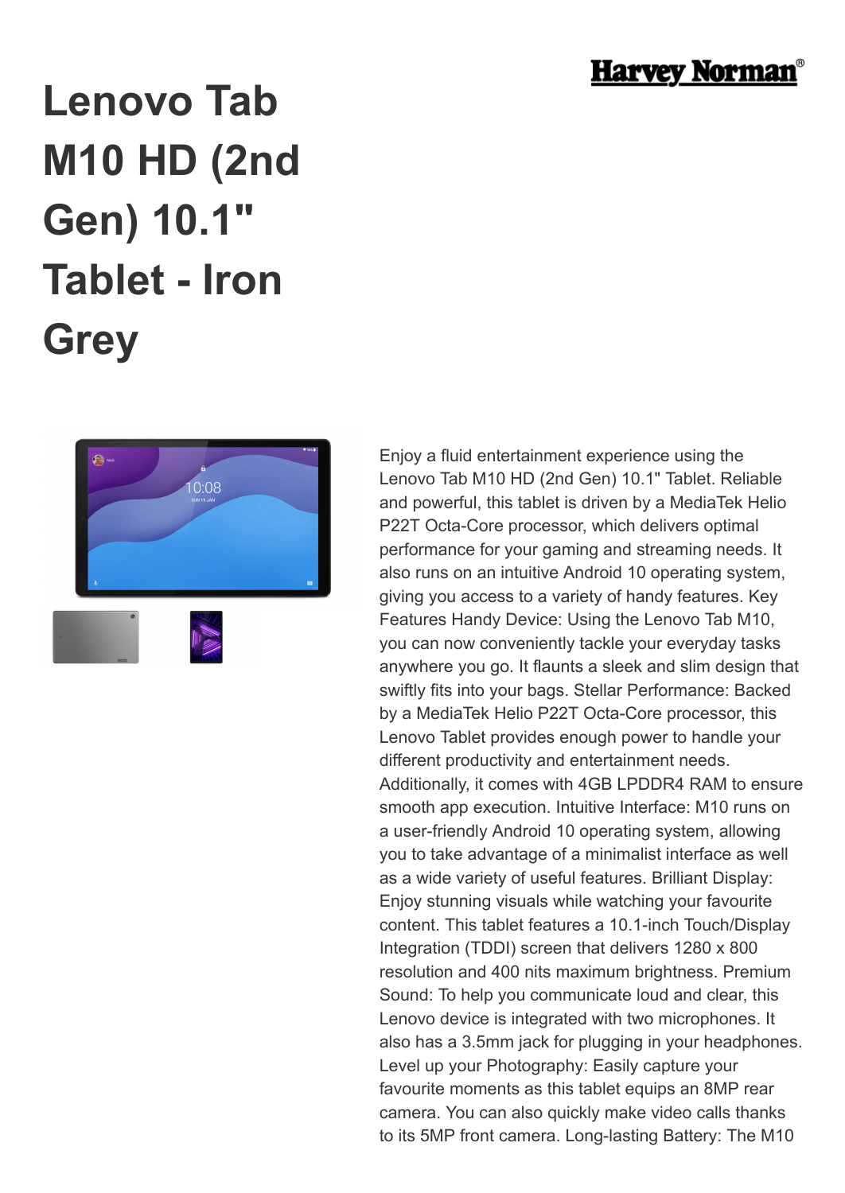# Lenovo Tab M10 HD (2nd Gen) 10.1" Tablet - Iron Grey

Enjoy a fluid entertainment experience using the Lenovo Tab M10 HD (2nd Gen) 10.1" Tablet. Reliable and powerful, this tablet is driven by a MediaTek Helio P22T Octa-Core processor, which delivers optimal performance for your gaming and streaming needs. It also runs on an intuitive Android 10 operating system, giving you access to a variety of handy features. Key Features Handy Device: Using the Lenovo Tab M10, you can now conveniently tackle your everyday tasks anywhere you go. It flaunts a sleek and slim design that swiftly fits into your bags. Stellar Performance: Backed by a MediaTek Helio P22T Octa-Core processor, this Lenovo Tablet provides enough power to handle your different productivity and entertainment needs. Additionally, it comes with 4GB LPDDR4 RAM to ensure smooth app execution. Intuitive Interface: M10 runs on a user-friendly Android 10 operating system, allowing you to take advantage of a minimalist interface as well as a wide variety of useful features. Brilliant Display: Enjoy stunning visuals while watching your favourite content. This tablet features a 10.1-inch Touch/Display Integration (TDDI) screen that delivers 1280 x 800 resolution and 400 nits maximum brightness. Premium Sound: To help you communicate loud and clear, this Lenovo device is integrated with two microphones. It also has a 3.5mm jack for plugging in your headphones. Level up your Photography: Easily capture your favourite moments as this tablet equips an 8MP rear camera. You can also quickly make video calls thanks to its 5MP front camera. Long-lasting Battery: The M10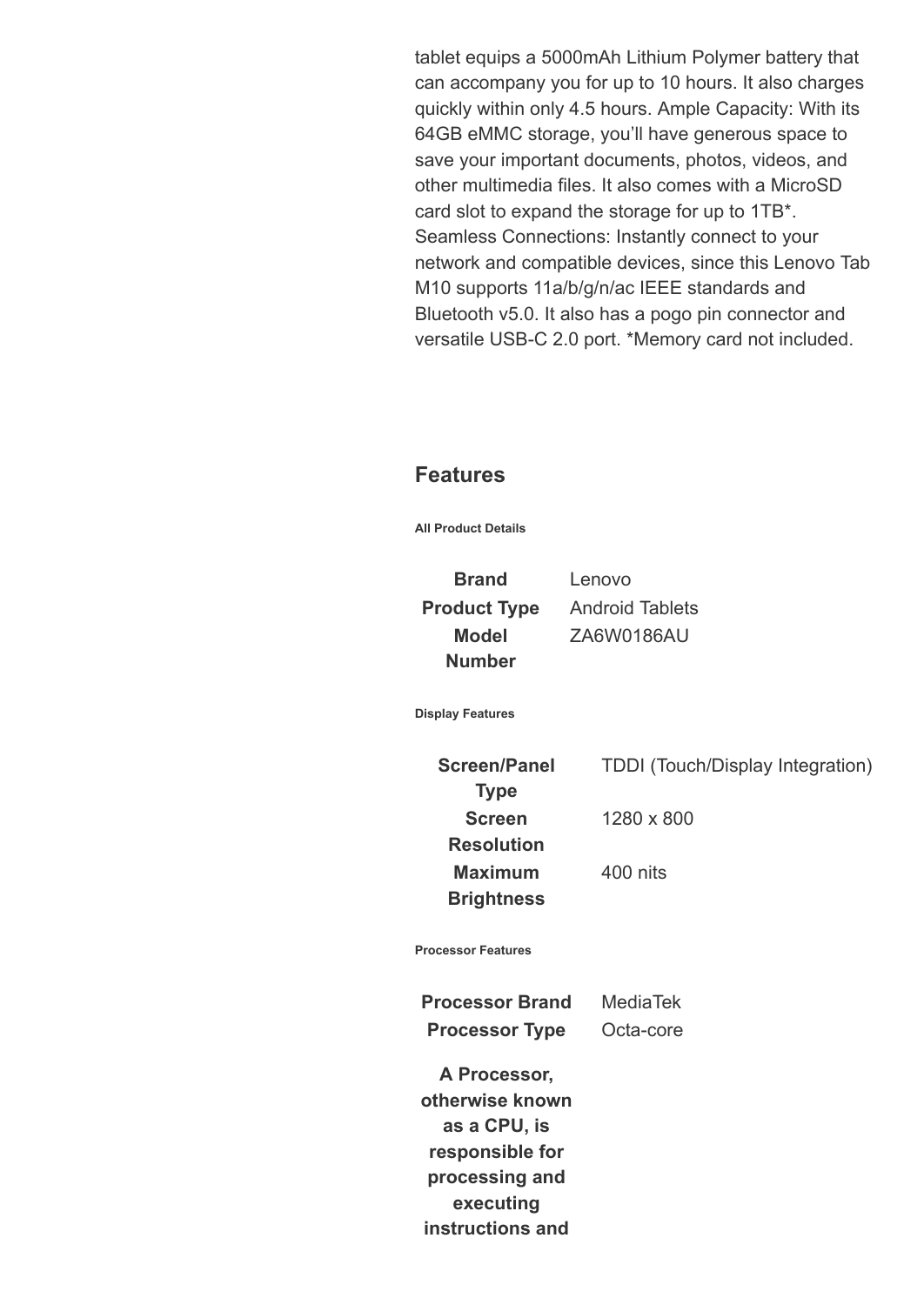tablet equips a 5000mAh Lithium Polymer battery that can accompany you for up to 10 hours. It also charges quickly within only 4.5 hours. Ample Capacity: With its 64GB eMMC storage, you'll have generous space to save your important documents, photos, videos, and other multimedia files. It also comes with a MicroSD card slot to expand the storage for up to 1TB*. Seamless Connections: Instantly connect to your network and compatible devices, since this Lenovo Tab M10 supports 11a/b/g/n/ac IEEE standards and Bluetooth v5.0. It also has a pogo pin connector and versatile USB-C 2.0 port. *Memory card not included.

## Features

###### All Product Details

| | |
|---|---|
| **Brand** | Lenovo |
| **Product Type** | Android Tablets |
| **Model Number** | ZA6W0186AU |

###### Display Features

| | |
|---|---|
| **Screen/Panel Type** | TDDI (Touch/Display Integration) |
| **Screen Resolution** | 1280 x 800 |
| **Maximum Brightness** | 400 nits |

###### Processor Features

| | |
|---|---|
| **Processor Brand** | MediaTek |
| **Processor Type** | Octa-core |

**A Processor, otherwise known as a CPU, is responsible for processing and executing instructions and**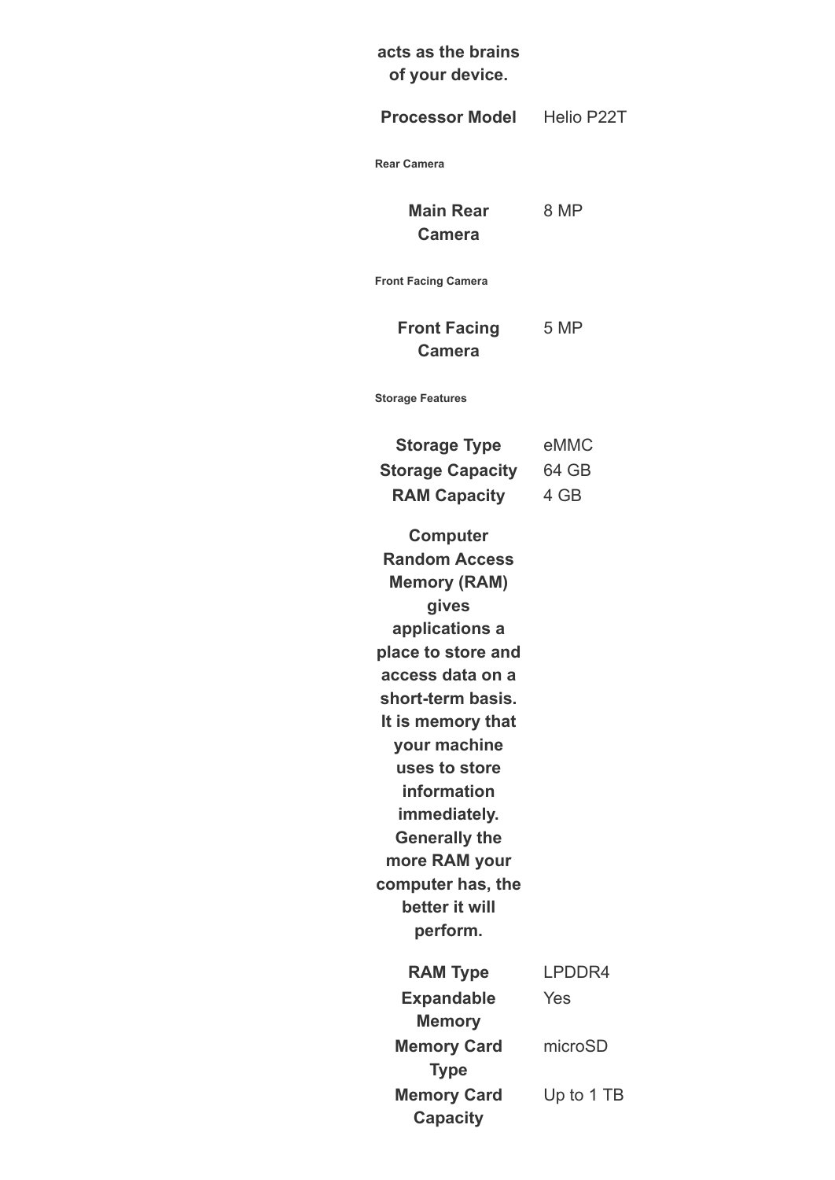**acts as the brains of your device.**

| | |
|---|---|
| **Processor Model** | Helio P22T |

**Rear Camera**

| | |
|---|---|
| **Main Rear Camera** | 8 MP |

**Front Facing Camera**

| | |
|---|---|
| **Front Facing Camera** | 5 MP |

**Storage Features**

| | |
|---|---|
| **Storage Type** | eMMC |
| **Storage Capacity** | 64 GB |
| **RAM Capacity** | 4 GB |

**Computer Random Access Memory (RAM) gives applications a place to store and access data on a short-term basis. It is memory that your machine uses to store information immediately. Generally the more RAM your computer has, the better it will perform.**

| | |
|---|---|
| **RAM Type** | LPDDR4 |
| **Expandable Memory** | Yes |
| **Memory Card Type** | microSD |
| **Memory Card Capacity** | Up to 1 TB |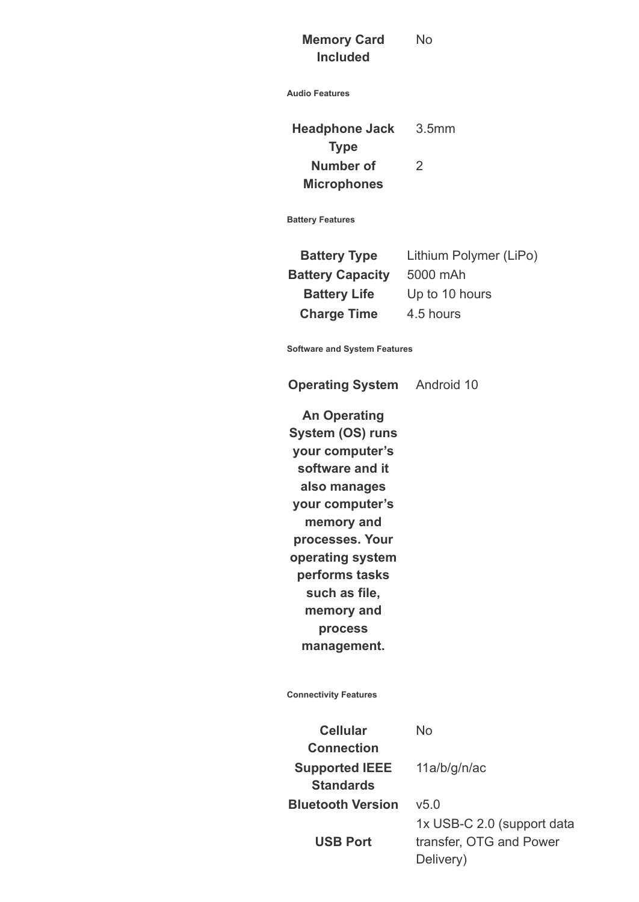| | |
|---|---|
| **Memory Card Included** | No |

#### Audio Features

| | |
|---|---|
| **Headphone Jack Type** | 3.5mm |
| **Number of Microphones** | 2 |

#### Battery Features

| | |
|---|---|
| **Battery Type** | Lithium Polymer (LiPo) |
| **Battery Capacity** | 5000 mAh |
| **Battery Life** | Up to 10 hours |
| **Charge Time** | 4.5 hours |

#### Software and System Features

| | |
|---|---|
| **Operating System** | Android 10 |
| **An Operating System (OS) runs your computer's software and it also manages your computer's memory and processes. Your operating system performs tasks such as file, memory and process management.** | |

#### Connectivity Features

| | |
|---|---|
| **Cellular Connection** | No |
| **Supported IEEE Standards** | 11a/b/g/n/ac |
| **Bluetooth Version** | v5.0 |
| **USB Port** | 1x USB-C 2.0 (support data transfer, OTG and Power Delivery) |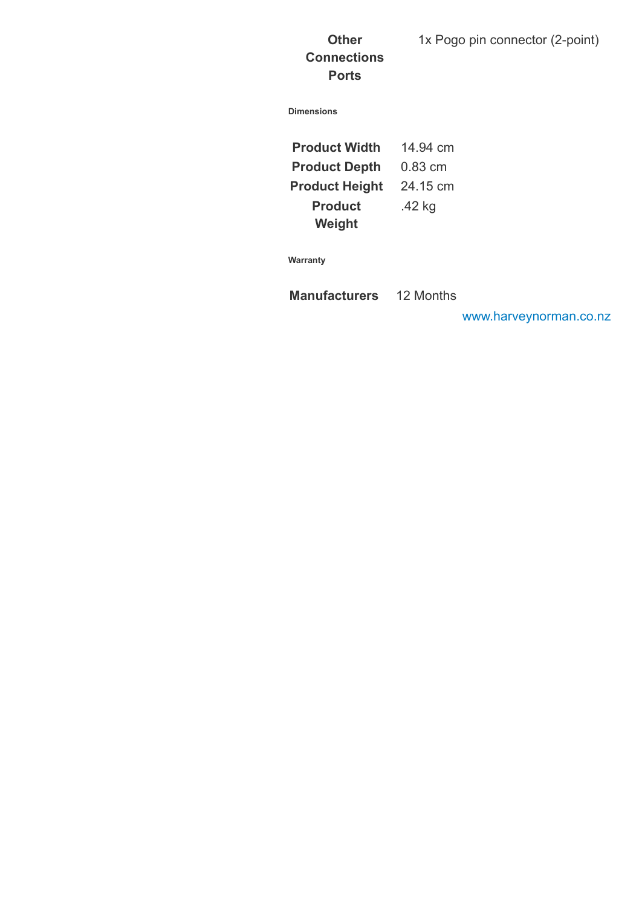| | |
|---|---|
| **Other Connections Ports** | 1x Pogo pin connector (2-point) |

#### Dimensions

| | |
|---|---|
| **Product Width** | 14.94 cm |
| **Product Depth** | 0.83 cm |
| **Product Height** | 24.15 cm |
| **Product Weight** | .42 kg |

#### Warranty

| | |
|---|---|
| **Manufacturers** | 12 Months |

www.harveynorman.co.nz